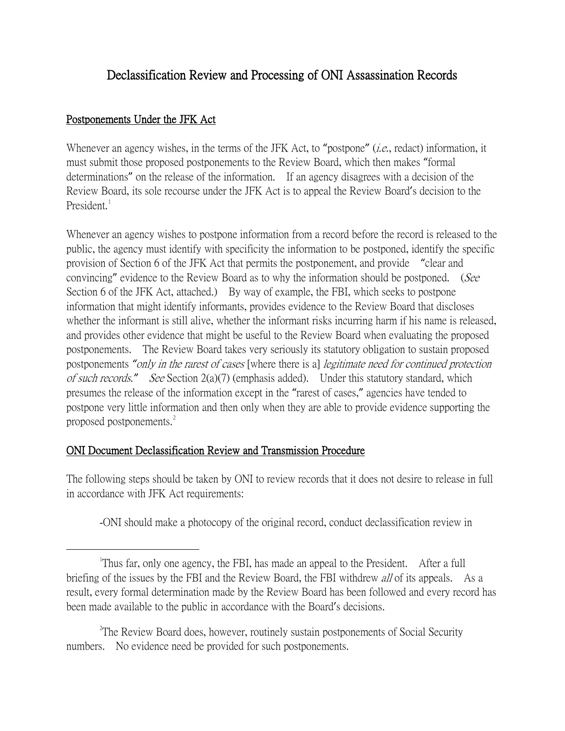# Declassification Review and Processing of ONI Assassination Records

## Postponements Under the JFK Act

Whenever an agency wishes, in the terms of the JFK Act, to "postpone" (*i.e.*, redact) information, it must submit those proposed postponements to the Review Board, which then makes "formal determinations" on the release of the information. If an agency disagrees with a decision of the Review Board, its sole recourse under the JFK Act is to appeal the Review Board's decision to the President.[1]

Whenever an agency wishes to postpone information from a record before the record is released to the public, the agency must identify with specificity the information to be postponed, identify the specific provision of Section 6 of the JFK Act that permits the postponement, and provide "clear and convincing" evidence to the Review Board as to why the information should be postponed. (*See* Section 6 of the JFK Act, attached.) By way of example, the FBI, which seeks to postpone information that might identify informants, provides evidence to the Review Board that discloses whether the informant is still alive, whether the informant risks incurring harm if his name is released, and provides other evidence that might be useful to the Review Board when evaluating the proposed postponements. The Review Board takes very seriously its statutory obligation to sustain proposed postponements *"only in the rarest of cases* [where there is a] *legitimate need for continued protection of such records."* *See* Section 2(a)(7) (emphasis added). Under this statutory standard, which presumes the release of the information except in the "rarest of cases," agencies have tended to postpone very little information and then only when they are able to provide evidence supporting the proposed postponements.[2]

## ONI Document Declassification Review and Transmission Procedure

The following steps should be taken by ONI to review records that it does not desire to release in full in accordance with JFK Act requirements:

-ONI should make a photocopy of the original record, conduct declassification review in

---

[1] Thus far, only one agency, the FBI, has made an appeal to the President. After a full briefing of the issues by the FBI and the Review Board, the FBI withdrew *all* of its appeals. As a result, every formal determination made by the Review Board has been followed and every record has been made available to the public in accordance with the Board's decisions.

[2] The Review Board does, however, routinely sustain postponements of Social Security numbers. No evidence need be provided for such postponements.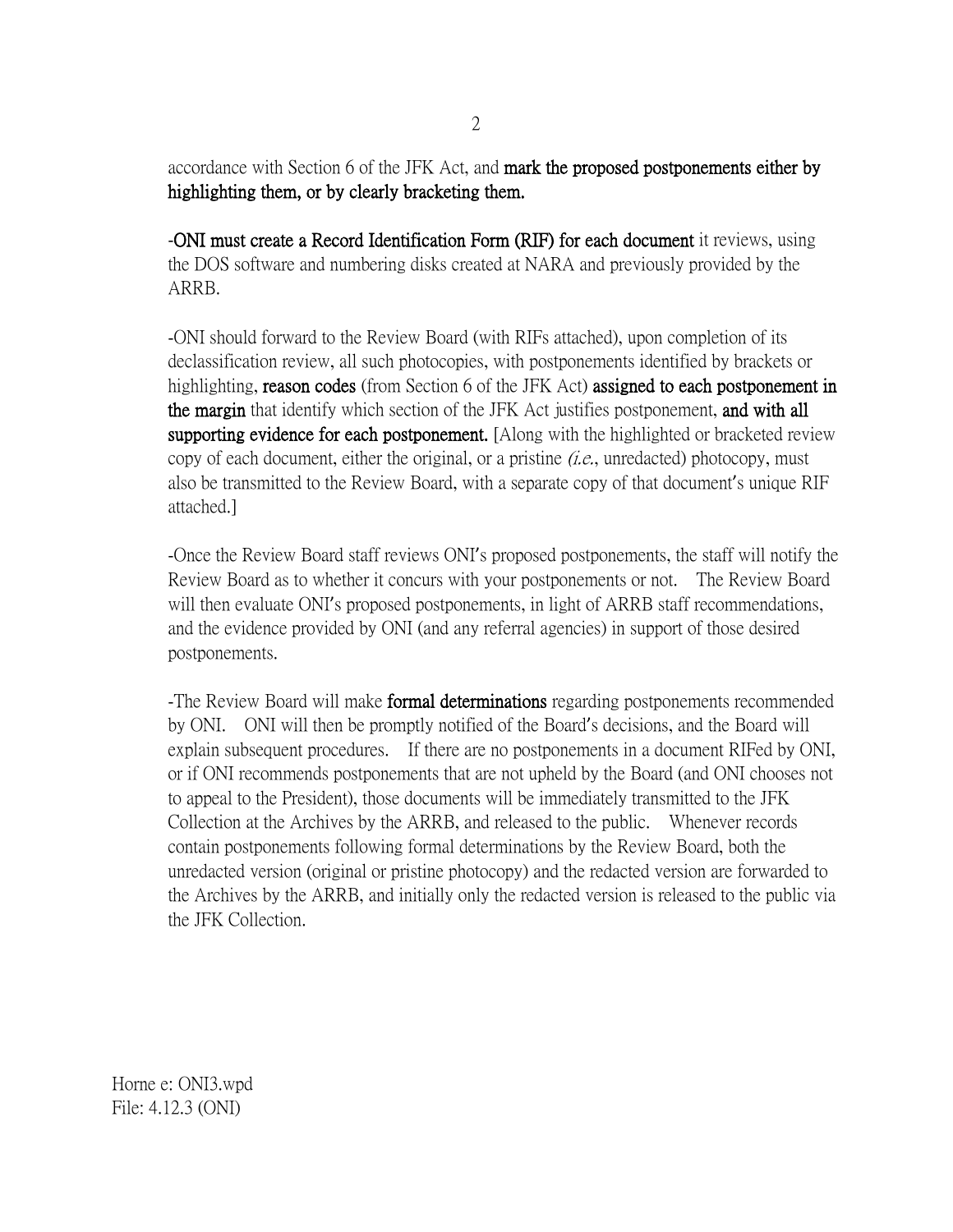accordance with Section 6 of the JFK Act, and **mark the proposed postponements either by highlighting them, or by clearly bracketing them.**

-**ONI must create a Record Identification Form (RIF) for each document** it reviews, using the DOS software and numbering disks created at NARA and previously provided by the ARRB.

-ONI should forward to the Review Board (with RIFs attached), upon completion of its declassification review, all such photocopies, with postponements identified by brackets or highlighting, **reason codes** (from Section 6 of the JFK Act) **assigned to each postponement in the margin** that identify which section of the JFK Act justifies postponement, **and with all supporting evidence for each postponement.** [Along with the highlighted or bracketed review copy of each document, either the original, or a pristine *(i.e.*, unredacted) photocopy, must also be transmitted to the Review Board, with a separate copy of that document's unique RIF attached.]

-Once the Review Board staff reviews ONI's proposed postponements, the staff will notify the Review Board as to whether it concurs with your postponements or not. The Review Board will then evaluate ONI's proposed postponements, in light of ARRB staff recommendations, and the evidence provided by ONI (and any referral agencies) in support of those desired postponements.

-The Review Board will make **formal determinations** regarding postponements recommended by ONI. ONI will then be promptly notified of the Board's decisions, and the Board will explain subsequent procedures. If there are no postponements in a document RIFed by ONI, or if ONI recommends postponements that are not upheld by the Board (and ONI chooses not to appeal to the President), those documents will be immediately transmitted to the JFK Collection at the Archives by the ARRB, and released to the public. Whenever records contain postponements following formal determinations by the Review Board, both the unredacted version (original or pristine photocopy) and the redacted version are forwarded to the Archives by the ARRB, and initially only the redacted version is released to the public via the JFK Collection.

Horne e: ONI3.wpd
File: 4.12.3 (ONI)